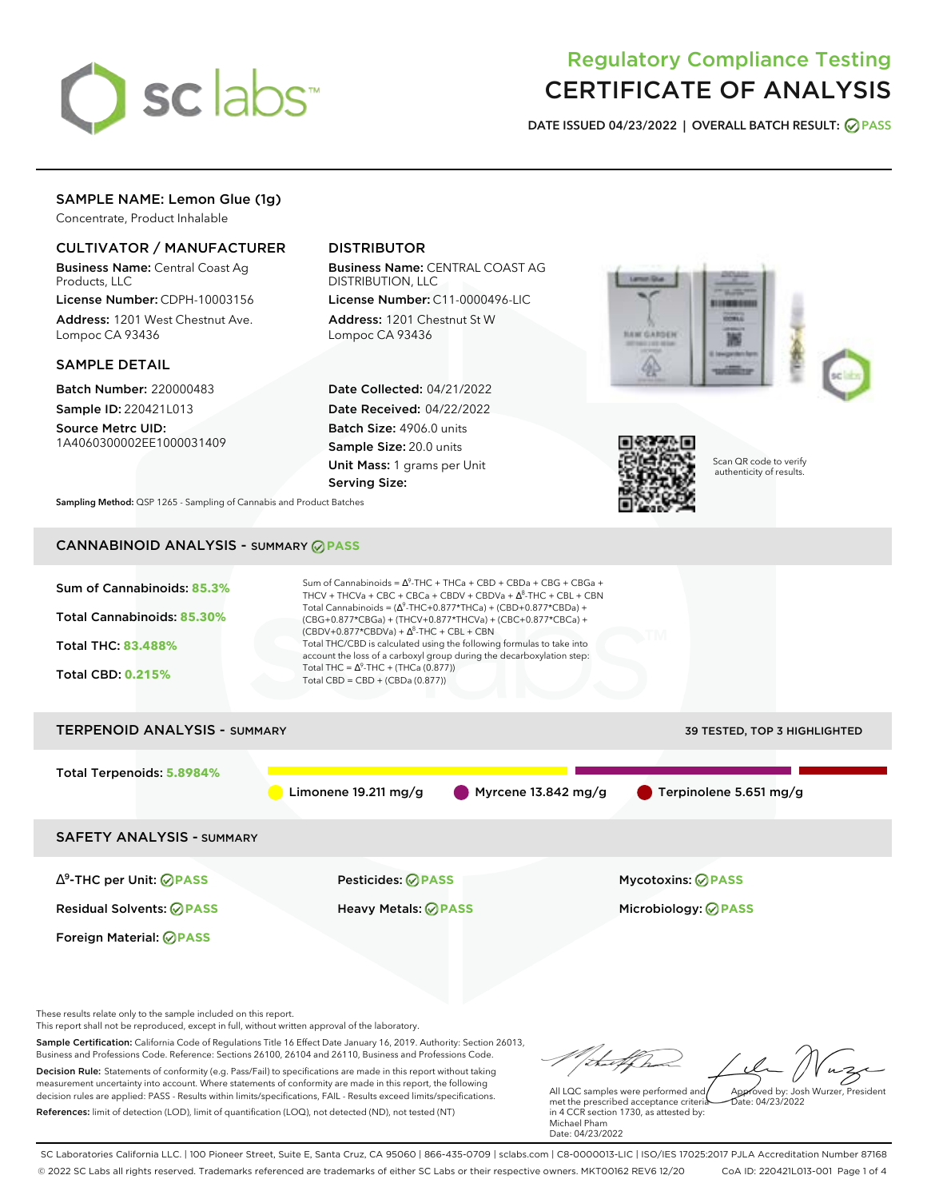# Regulatory Compliance Testing
# CERTIFICATE OF ANALYSIS

**DATE ISSUED 04/23/2022 | OVERALL BATCH RESULT: PASS**

## SAMPLE NAME: Lemon Glue (1g)

Concentrate, Product Inhalable

### CULTIVATOR / MANUFACTURER

**Business Name:** Central Coast Ag Products, LLC

**License Number:** CDPH-10003156

**Address:** 1201 West Chestnut Ave. Lompoc CA 93436

### DISTRIBUTOR

**Business Name:** CENTRAL COAST AG DISTRIBUTION, LLC

**License Number:** C11-0000496-LIC

**Address:** 1201 Chestnut St W Lompoc CA 93436

### SAMPLE DETAIL

**Batch Number:** 220000483

**Sample ID:** 220421L013

**Source Metrc UID:** 1A4060300002EE1000031409

**Date Collected:** 04/21/2022

**Date Received:** 04/22/2022

**Batch Size:** 4906.0 units

**Sample Size:** 20.0 units

**Unit Mass:** 1 grams per Unit

**Serving Size:**

Scan QR code to verify authenticity of results.

**Sampling Method:** QSP 1265 - Sampling of Cannabis and Product Batches

## CANNABINOID ANALYSIS - SUMMARY PASS

**Sum of Cannabinoids:** 85.3%

**Total Cannabinoids:** 85.30%

**Total THC:** 83.488%

**Total CBD:** 0.215%

Sum of Cannabinoids = $\Delta^9$-THC + THCa + CBD + CBDa + CBG + CBGa + THCV + THCVa + CBC + CBCa + CBDV + CBDVa + $\Delta^8$-THC + CBL + CBN

Total Cannabinoids = ($\Delta^9$-THC+0.877\*THCa) + (CBD+0.877\*CBDa) + (CBG+0.877\*CBGa) + (THCV+0.877\*THCVa) + (CBC+0.877\*CBCa) + (CBDV+0.877\*CBDVa) + $\Delta^8$-THC + CBL + CBN

Total THC/CBD is calculated using the following formulas to take into account the loss of a carboxyl group during the decarboxylation step:

Total THC = $\Delta^9$-THC + (THCa (0.877))

Total CBD = CBD + (CBDa (0.877))

## TERPENOID ANALYSIS - SUMMARY

39 TESTED, TOP 3 HIGHLIGHTED

**Total Terpenoids:** 5.8984%

Limonene 19.211 mg/g | Myrcene 13.842 mg/g | Terpinolene 5.651 mg/g

## SAFETY ANALYSIS - SUMMARY

| | | |
|---|---|---|
| $\Delta^9$-THC per Unit: PASS | Pesticides: PASS | Mycotoxins: PASS |
| Residual Solvents: PASS | Heavy Metals: PASS | Microbiology: PASS |
| Foreign Material: PASS | | |

These results relate only to the sample included on this report.
This report shall not be reproduced, except in full, without written approval of the laboratory.

**Sample Certification:** California Code of Regulations Title 16 Effect Date January 16, 2019. Authority: Section 26013, Business and Professions Code. Reference: Sections 26100, 26104 and 26110, Business and Professions Code.

**Decision Rule:** Statements of conformity (e.g. Pass/Fail) to specifications are made in this report without taking measurement uncertainty into account. Where statements of conformity are made in this report, the following decision rules are applied: PASS - Results within limits/specifications, FAIL - Results exceed limits/specifications.

**References:** limit of detection (LOD), limit of quantification (LOQ), not detected (ND), not tested (NT)

All LQC samples were performed and met the prescribed acceptance criteria in 4 CCR section 1730, as attested by: Michael Pham
Date: 04/23/2022

Approved by: Josh Wurzer, President
Date: 04/23/2022

SC Laboratories California LLC. | 100 Pioneer Street, Suite E, Santa Cruz, CA 95060 | 866-435-0709 | sclabs.com | C8-0000013-LIC | ISO/IES 17025:2017 PJLA Accreditation Number 87168
© 2022 SC Labs all rights reserved. Trademarks referenced are trademarks of either SC Labs or their respective owners. MKT00162 REV6 12/20 CoA ID: 220421L013-001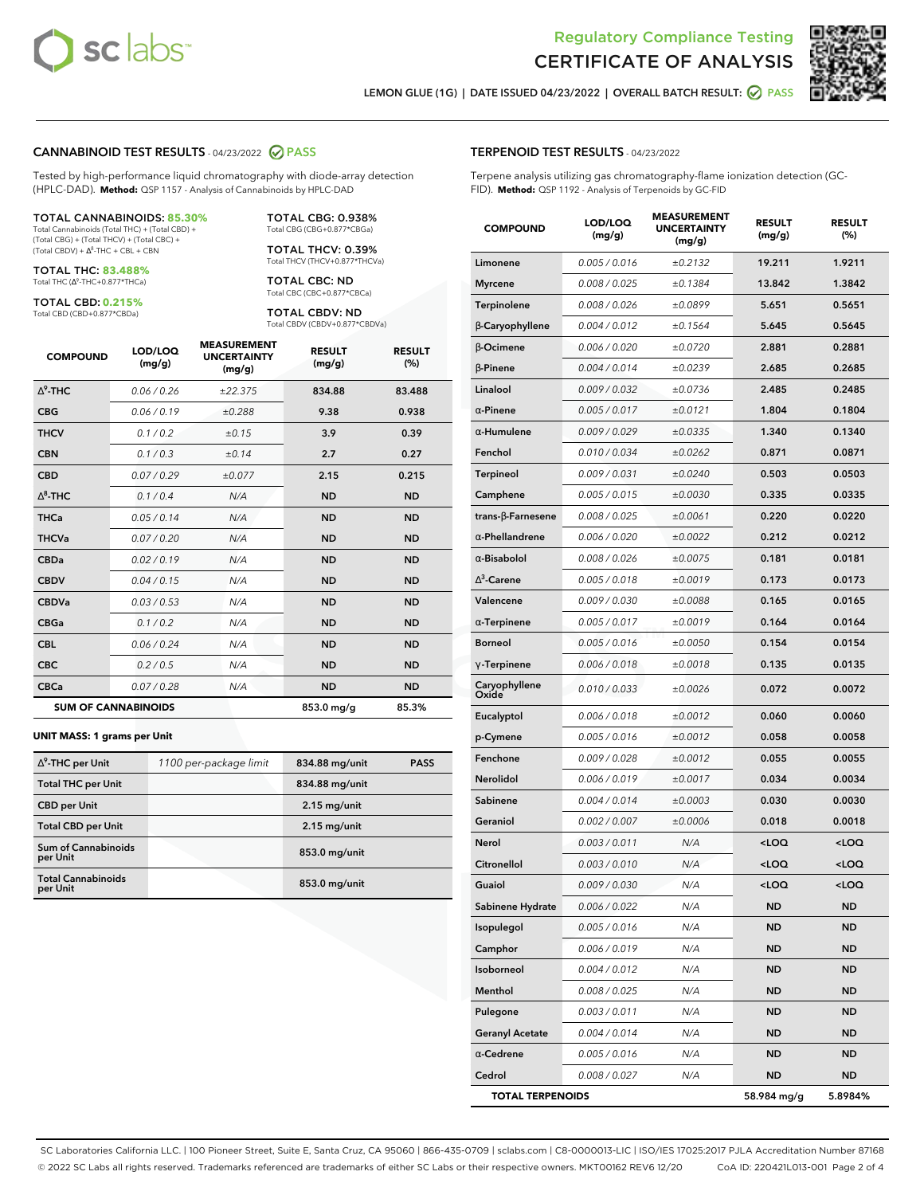Regulatory Compliance Testing

# CERTIFICATE OF ANALYSIS

LEMON GLUE (1G) | DATE ISSUED 04/23/2022 | OVERALL BATCH RESULT: PASS

## CANNABINOID TEST RESULTS - 04/23/2022 PASS

Tested by high-performance liquid chromatography with diode-array detection (HPLC-DAD). **Method:** QSP 1157 - Analysis of Cannabinoids by HPLC-DAD

**TOTAL CANNABINOIDS: 85.30%**
Total Cannabinoids (Total THC) + (Total CBD) + (Total CBG) + (Total THCV) + (Total CBC) + (Total CBDV) + $\Delta^8$-THC + CBL + CBN

**TOTAL THC: 83.488%**
Total THC ($\Delta^9$-THC+0.877*THCa)

**TOTAL CBD: 0.215%**
Total CBD (CBD+0.877*CBDa)

**TOTAL CBG: 0.938%**
Total CBG (CBG+0.877*CBGa)

**TOTAL THCV: 0.39%**
Total THCV (THCV+0.877*THCVa)

**TOTAL CBC: ND**
Total CBC (CBC+0.877*CBCa)

**TOTAL CBDV: ND**
Total CBDV (CBDV+0.877*CBDVa)

| COMPOUND | LOD/LOQ (mg/g) | MEASUREMENT UNCERTAINTY (mg/g) | RESULT (mg/g) | RESULT (%) |
|---|---|---|---|---|
| $\Delta^9$-THC | 0.06 / 0.26 | ±22.375 | 834.88 | 83.488 |
| CBG | 0.06 / 0.19 | ±0.288 | 9.38 | 0.938 |
| THCV | 0.1 / 0.2 | ±0.15 | 3.9 | 0.39 |
| CBN | 0.1 / 0.3 | ±0.14 | 2.7 | 0.27 |
| CBD | 0.07 / 0.29 | ±0.077 | 2.15 | 0.215 |
| $\Delta^8$-THC | 0.1 / 0.4 | N/A | ND | ND |
| THCa | 0.05 / 0.14 | N/A | ND | ND |
| THCVa | 0.07 / 0.20 | N/A | ND | ND |
| CBDa | 0.02 / 0.19 | N/A | ND | ND |
| CBDV | 0.04 / 0.15 | N/A | ND | ND |
| CBDVa | 0.03 / 0.53 | N/A | ND | ND |
| CBGa | 0.1 / 0.2 | N/A | ND | ND |
| CBL | 0.06 / 0.24 | N/A | ND | ND |
| CBC | 0.2 / 0.5 | N/A | ND | ND |
| CBCa | 0.07 / 0.28 | N/A | ND | ND |
| **SUM OF CANNABINOIDS** | | | 853.0 mg/g | 85.3% |

**UNIT MASS: 1 grams per Unit**

| | | | |
|---|---|---|---|
| $\Delta^9$-THC per Unit | 1100 per-package limit | 834.88 mg/unit | PASS |
| Total THC per Unit | | 834.88 mg/unit | |
| CBD per Unit | | 2.15 mg/unit | |
| Total CBD per Unit | | 2.15 mg/unit | |
| Sum of Cannabinoids per Unit | | 853.0 mg/unit | |
| Total Cannabinoids per Unit | | 853.0 mg/unit | |

## TERPENOID TEST RESULTS - 04/23/2022

Terpene analysis utilizing gas chromatography-flame ionization detection (GC-FID). **Method:** QSP 1192 - Analysis of Terpenoids by GC-FID

| COMPOUND | LOD/LOQ (mg/g) | MEASUREMENT UNCERTAINTY (mg/g) | RESULT (mg/g) | RESULT (%) |
|---|---|---|---|---|
| Limonene | 0.005 / 0.016 | ±0.2132 | 19.211 | 1.9211 |
| Myrcene | 0.008 / 0.025 | ±0.1384 | 13.842 | 1.3842 |
| Terpinolene | 0.008 / 0.026 | ±0.0899 | 5.651 | 0.5651 |
| β-Caryophyllene | 0.004 / 0.012 | ±0.1564 | 5.645 | 0.5645 |
| β-Ocimene | 0.006 / 0.020 | ±0.0720 | 2.881 | 0.2881 |
| β-Pinene | 0.004 / 0.014 | ±0.0239 | 2.685 | 0.2685 |
| Linalool | 0.009 / 0.032 | ±0.0736 | 2.485 | 0.2485 |
| α-Pinene | 0.005 / 0.017 | ±0.0121 | 1.804 | 0.1804 |
| α-Humulene | 0.009 / 0.029 | ±0.0335 | 1.340 | 0.1340 |
| Fenchol | 0.010 / 0.034 | ±0.0262 | 0.871 | 0.0871 |
| Terpineol | 0.009 / 0.031 | ±0.0240 | 0.503 | 0.0503 |
| Camphene | 0.005 / 0.015 | ±0.0030 | 0.335 | 0.0335 |
| trans-β-Farnesene | 0.008 / 0.025 | ±0.0061 | 0.220 | 0.0220 |
| α-Phellandrene | 0.006 / 0.020 | ±0.0022 | 0.212 | 0.0212 |
| α-Bisabolol | 0.008 / 0.026 | ±0.0075 | 0.181 | 0.0181 |
| $\Delta^3$-Carene | 0.005 / 0.018 | ±0.0019 | 0.173 | 0.0173 |
| Valencene | 0.009 / 0.030 | ±0.0088 | 0.165 | 0.0165 |
| α-Terpinene | 0.005 / 0.017 | ±0.0019 | 0.164 | 0.0164 |
| Borneol | 0.005 / 0.016 | ±0.0050 | 0.154 | 0.0154 |
| γ-Terpinene | 0.006 / 0.018 | ±0.0018 | 0.135 | 0.0135 |
| Caryophyllene Oxide | 0.010 / 0.033 | ±0.0026 | 0.072 | 0.0072 |
| Eucalyptol | 0.006 / 0.018 | ±0.0012 | 0.060 | 0.0060 |
| p-Cymene | 0.005 / 0.016 | ±0.0012 | 0.058 | 0.0058 |
| Fenchone | 0.009 / 0.028 | ±0.0012 | 0.055 | 0.0055 |
| Nerolidol | 0.006 / 0.019 | ±0.0017 | 0.034 | 0.0034 |
| Sabinene | 0.004 / 0.014 | ±0.0003 | 0.030 | 0.0030 |
| Geraniol | 0.002 / 0.007 | ±0.0006 | 0.018 | 0.0018 |
| Nerol | 0.003 / 0.011 | N/A | <LOQ | <LOQ |
| Citronellol | 0.003 / 0.010 | N/A | <LOQ | <LOQ |
| Guaiol | 0.009 / 0.030 | N/A | <LOQ | <LOQ |
| Sabinene Hydrate | 0.006 / 0.022 | N/A | ND | ND |
| Isopulegol | 0.005 / 0.016 | N/A | ND | ND |
| Camphor | 0.006 / 0.019 | N/A | ND | ND |
| Isoborneol | 0.004 / 0.012 | N/A | ND | ND |
| Menthol | 0.008 / 0.025 | N/A | ND | ND |
| Pulegone | 0.003 / 0.011 | N/A | ND | ND |
| Geranyl Acetate | 0.004 / 0.014 | N/A | ND | ND |
| α-Cedrene | 0.005 / 0.016 | N/A | ND | ND |
| Cedrol | 0.008 / 0.027 | N/A | ND | ND |
| **TOTAL TERPENOIDS** | | | 58.984 mg/g | 5.8984% |

SC Laboratories California LLC. | 100 Pioneer Street, Suite E, Santa Cruz, CA 95060 | 866-435-0709 | sclabs.com | C8-0000013-LIC | ISO/IES 17025:2017 PJLA Accreditation Number 87168
© 2022 SC Labs all rights reserved. Trademarks referenced are trademarks of either SC Labs or their respective owners. MKT00162 REV6 12/20 CoA ID: 220421L013-001